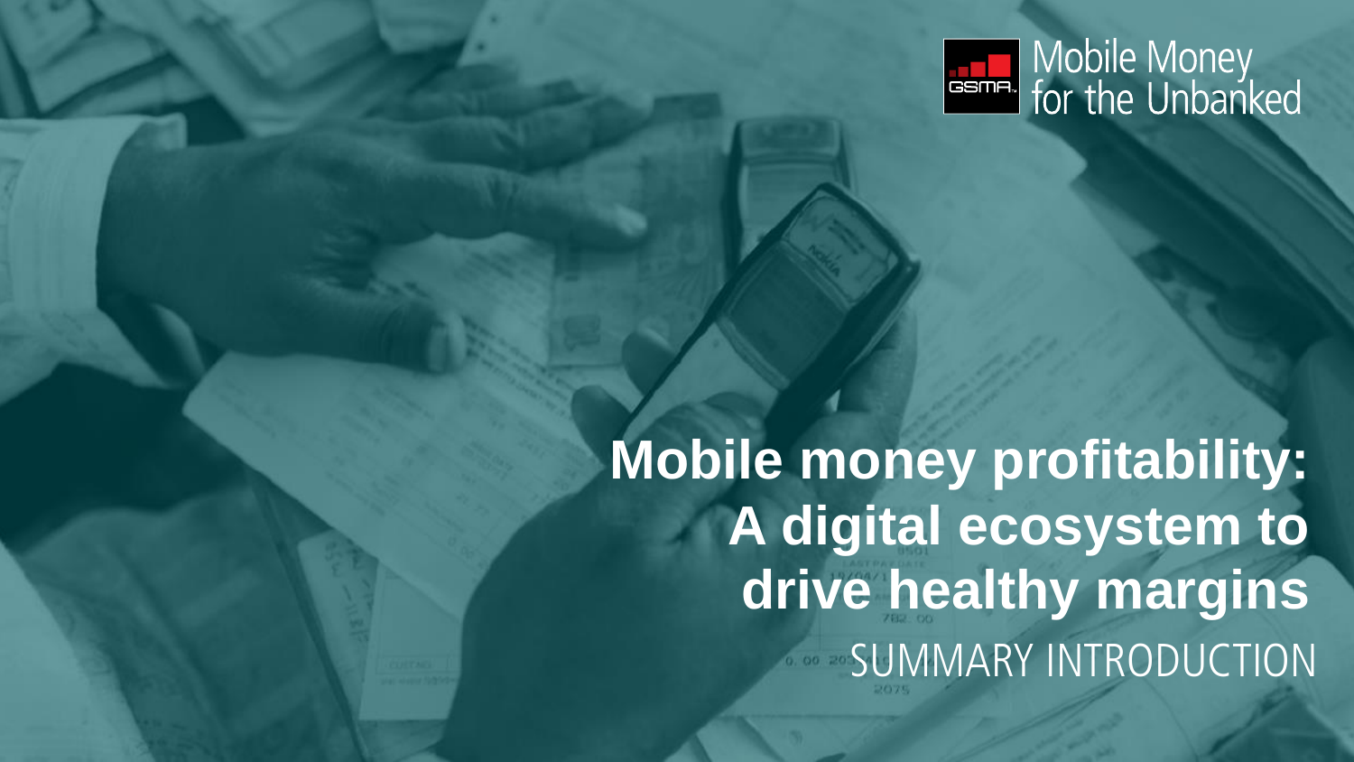Mobile Money for the Unbanked

# Mobile money profitability: A digital ecosystem to drive healthy margins

SUMMARY INTRODUCTION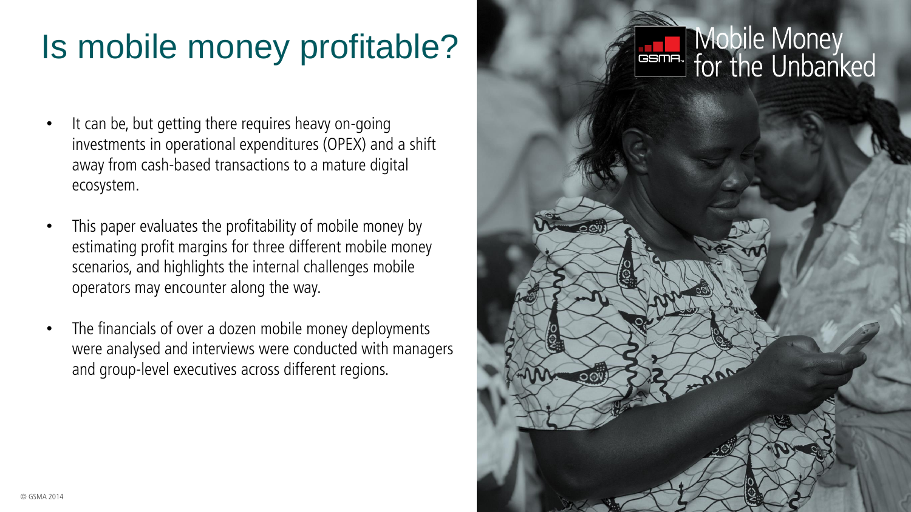# Is mobile money profitable?

- It can be, but getting there requires heavy on-going investments in operational expenditures (OPEX) and a shift away from cash-based transactions to a mature digital ecosystem.
- This paper evaluates the profitability of mobile money by estimating profit margins for three different mobile money scenarios, and highlights the internal challenges mobile operators may encounter along the way.
- The financials of over a dozen mobile money deployments were analysed and interviews were conducted with managers and group-level executives across different regions.

Mobile Money for the Unbanked

© GSMA 2014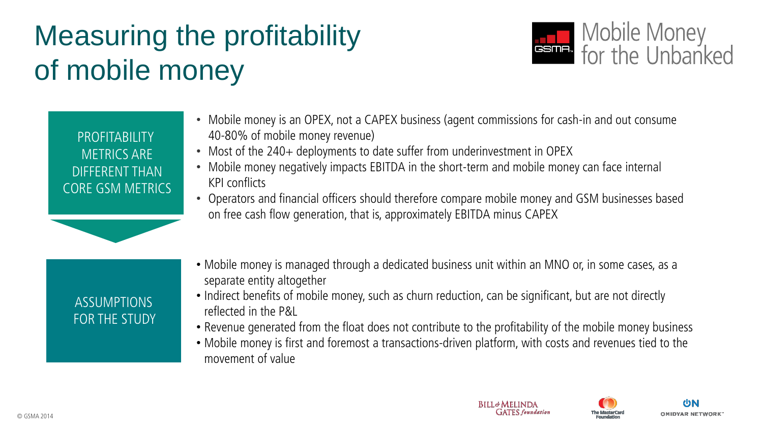# Measuring the profitability of mobile money

Mobile Money for the Unbanked

## PROFITABILITY METRICS ARE DIFFERENT THAN CORE GSM METRICS

- Mobile money is an OPEX, not a CAPEX business (agent commissions for cash-in and out consume 40-80% of mobile money revenue)
- Most of the 240+ deployments to date suffer from underinvestment in OPEX
- Mobile money negatively impacts EBITDA in the short-term and mobile money can face internal KPI conflicts
- Operators and financial officers should therefore compare mobile money and GSM businesses based on free cash flow generation, that is, approximately EBITDA minus CAPEX

## ASSUMPTIONS FOR THE STUDY

- Mobile money is managed through a dedicated business unit within an MNO or, in some cases, as a separate entity altogether
- Indirect benefits of mobile money, such as churn reduction, can be significant, but are not directly reflected in the P&L
- Revenue generated from the float does not contribute to the profitability of the mobile money business
- Mobile money is first and foremost a transactions-driven platform, with costs and revenues tied to the movement of value

© GSMA 2014

BILL & MELINDA GATES foundation | The MasterCard Foundation | OMIDYAR NETWORK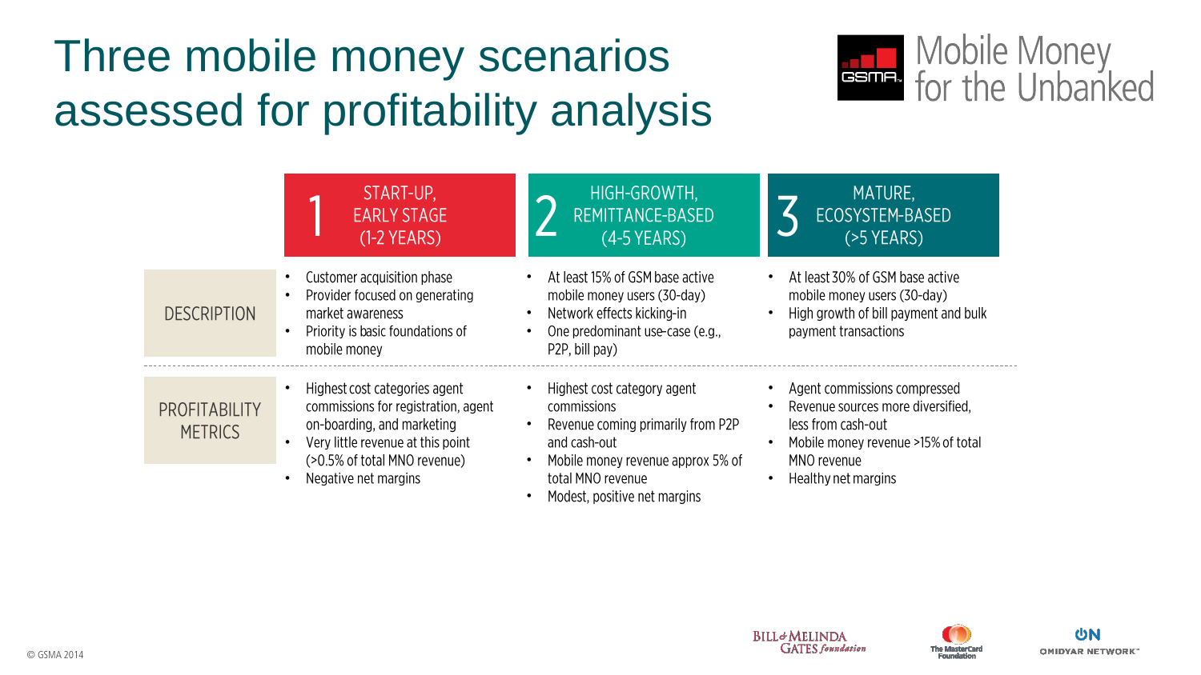# Three mobile money scenarios assessed for profitability analysis

Mobile Money for the Unbanked

| | 1 START-UP, EARLY STAGE (1-2 YEARS) | 2 HIGH-GROWTH, REMITTANCE-BASED (4-5 YEARS) | 3 MATURE, ECOSYSTEM-BASED (>5 YEARS) |
|---|---|---|---|
| DESCRIPTION | • Customer acquisition phase<br>• Provider focused on generating market awareness<br>• Priority is basic foundations of mobile money | • At least 15% of GSM base active mobile money users (30-day)<br>• Network effects kicking-in<br>• One predominant use-case (e.g., P2P, bill pay) | • At least 30% of GSM base active mobile money users (30-day)<br>• High growth of bill payment and bulk payment transactions |
| PROFITABILITY METRICS | • Highest cost categories agent commissions for registration, agent on-boarding, and marketing<br>• Very little revenue at this point (>0.5% of total MNO revenue)<br>• Negative net margins | • Highest cost category agent commissions<br>• Revenue coming primarily from P2P and cash-out<br>• Mobile money revenue approx 5% of total MNO revenue<br>• Modest, positive net margins | • Agent commissions compressed<br>• Revenue sources more diversified, less from cash-out<br>• Mobile money revenue >15% of total MNO revenue<br>• Healthy net margins |

© GSMA 2014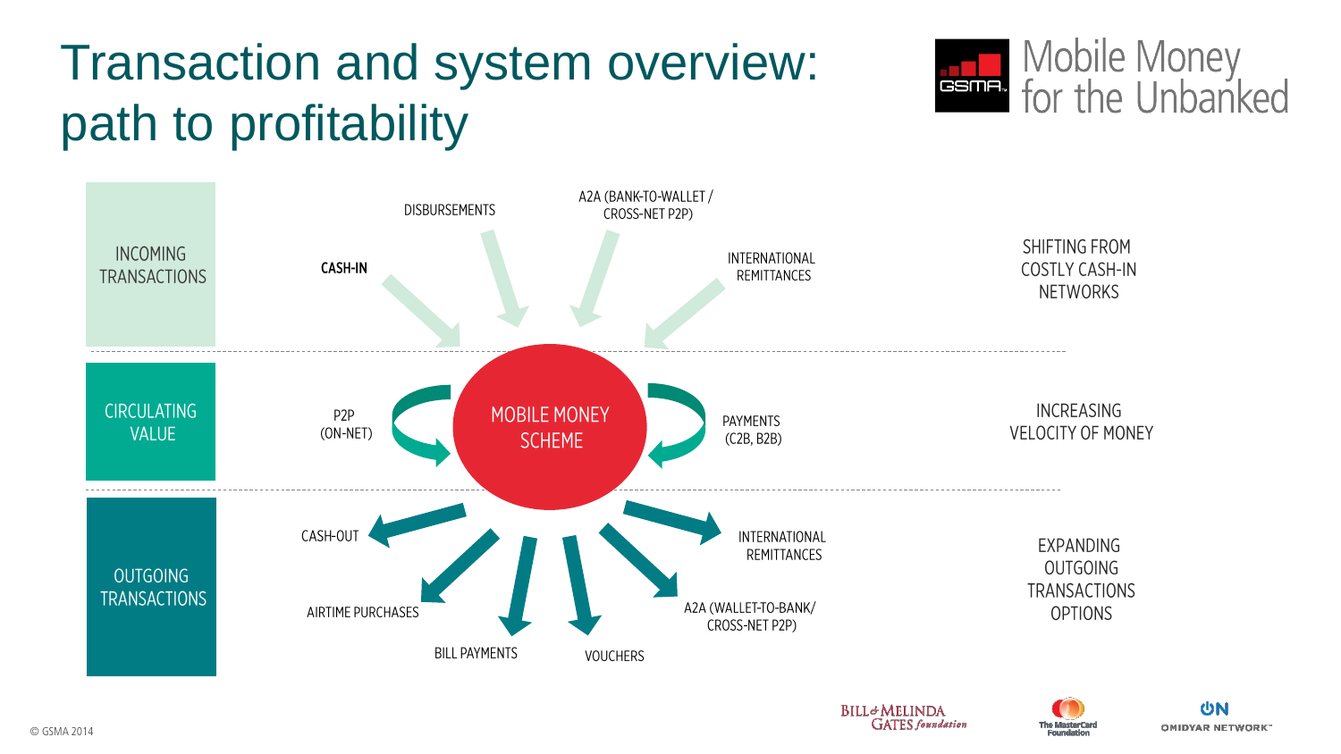# Transaction and system overview: path to profitability

Mobile Money for the Unbanked

**INCOMING TRANSACTIONS**

- **CASH-IN**
- DISBURSEMENTS
- A2A (BANK-TO-WALLET / CROSS-NET P2P)
- INTERNATIONAL REMITTANCES

SHIFTING FROM COSTLY CASH-IN NETWORKS

**CIRCULATING VALUE**

- P2P (ON-NET)
- MOBILE MONEY SCHEME
- PAYMENTS (C2B, B2B)

INCREASING VELOCITY OF MONEY

**OUTGOING TRANSACTIONS**

- CASH-OUT
- AIRTIME PURCHASES
- BILL PAYMENTS
- VOUCHERS
- A2A (WALLET-TO-BANK/ CROSS-NET P2P)
- INTERNATIONAL REMITTANCES

EXPANDING OUTGOING TRANSACTIONS OPTIONS

© GSMA 2014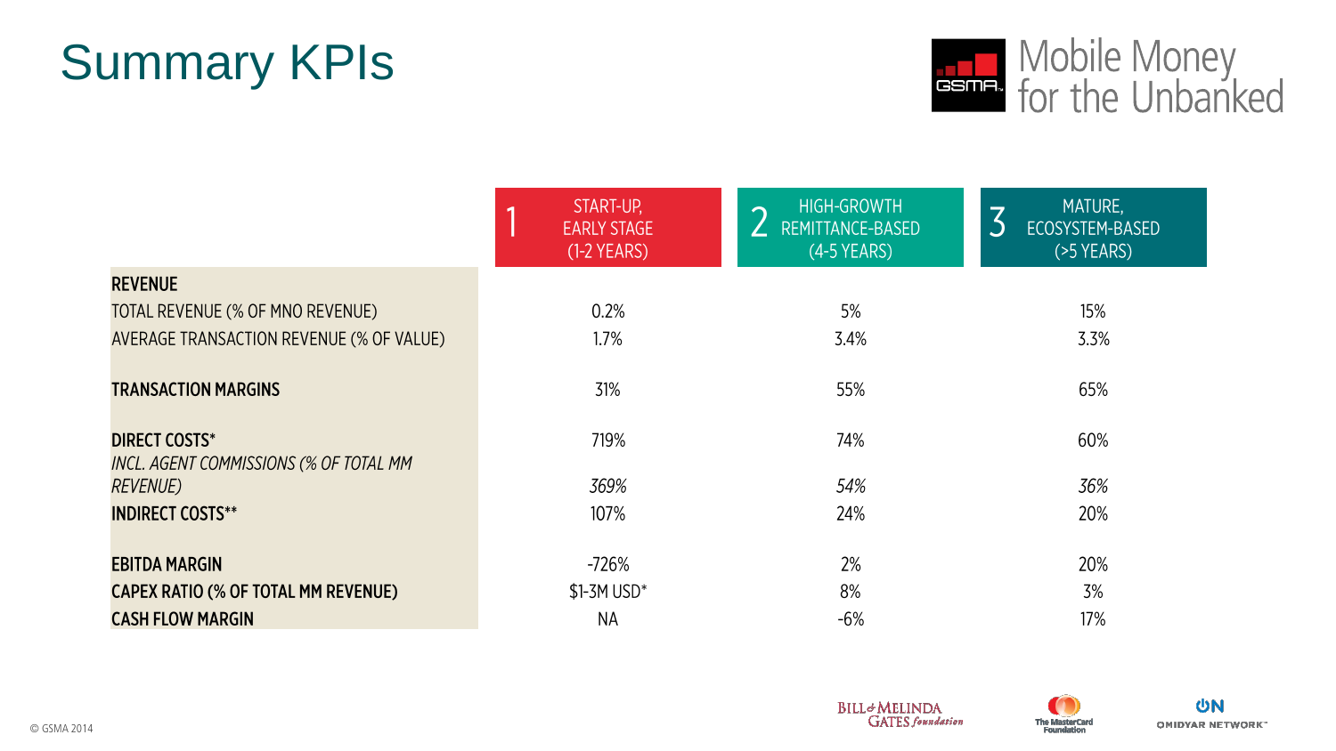# Summary KPIs

Mobile Money for the Unbanked

| | 1 START-UP, EARLY STAGE (1-2 YEARS) | 2 HIGH-GROWTH REMITTANCE-BASED (4-5 YEARS) | 3 MATURE, ECOSYSTEM-BASED (>5 YEARS) |
|---|---|---|---|
| **REVENUE** | | | |
| TOTAL REVENUE (% OF MNO REVENUE) | 0.2% | 5% | 15% |
| AVERAGE TRANSACTION REVENUE (% OF VALUE) | 1.7% | 3.4% | 3.3% |
| **TRANSACTION MARGINS** | 31% | 55% | 65% |
| **DIRECT COSTS*** | 719% | 74% | 60% |
| *INCL. AGENT COMMISSIONS (% OF TOTAL MM REVENUE)* | *369%* | *54%* | *36%* |
| **INDIRECT COSTS**** | 107% | 24% | 20% |
| **EBITDA MARGIN** | -726% | 2% | 20% |
| **CAPEX RATIO (% OF TOTAL MM REVENUE)** | $1-3M USD* | 8% | 3% |
| **CASH FLOW MARGIN** | NA | -6% | 17% |

© GSMA 2014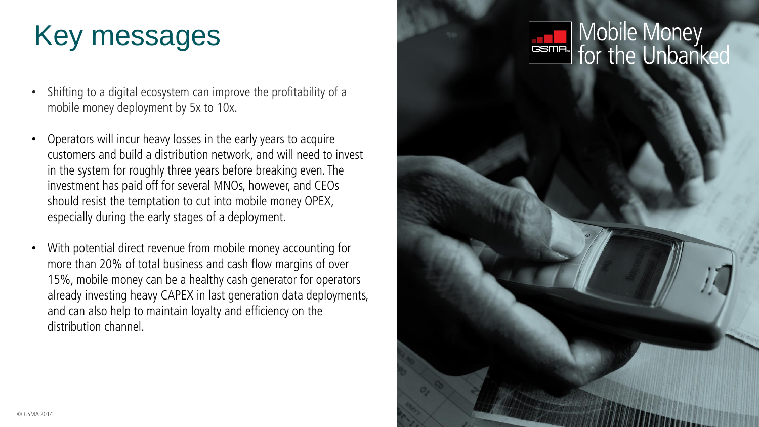# Key messages

- Shifting to a digital ecosystem can improve the profitability of a mobile money deployment by 5x to 10x.
- Operators will incur heavy losses in the early years to acquire customers and build a distribution network, and will need to invest in the system for roughly three years before breaking even. The investment has paid off for several MNOs, however, and CEOs should resist the temptation to cut into mobile money OPEX, especially during the early stages of a deployment.
- With potential direct revenue from mobile money accounting for more than 20% of total business and cash flow margins of over 15%, mobile money can be a healthy cash generator for operators already investing heavy CAPEX in last generation data deployments, and can also help to maintain loyalty and efficiency on the distribution channel.

GSMA Mobile Money for the Unbanked

© GSMA 2014